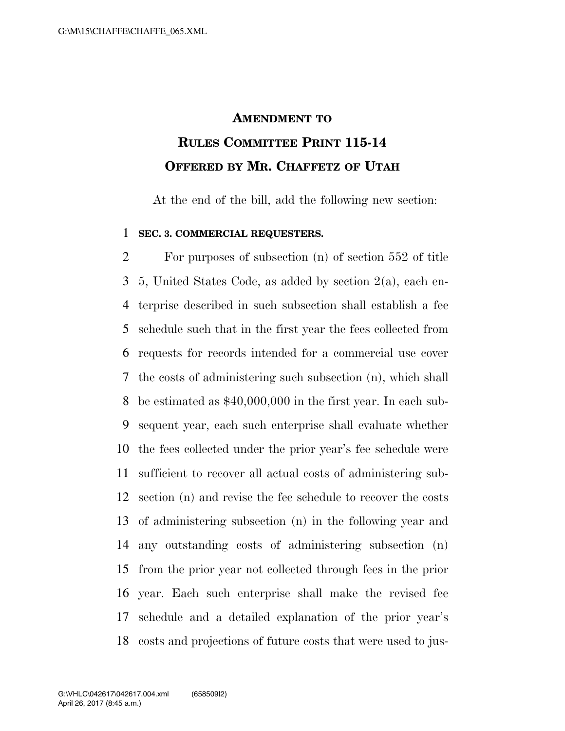# AMENDMENT TO RULES COMMITTEE PRINT 115-14 OFFERED BY MR. CHAFFETZ OF UTAH

At the end of the bill, add the following new section:

**SEC. 3. COMMERCIAL REQUESTERS.**

For purposes of subsection (n) of section 552 of title 5, United States Code, as added by section 2(a), each enterprise described in such subsection shall establish a fee schedule such that in the first year the fees collected from requests for records intended for a commercial use cover the costs of administering such subsection (n), which shall be estimated as $40,000,000 in the first year. In each subsequent year, each such enterprise shall evaluate whether the fees collected under the prior year's fee schedule were sufficient to recover all actual costs of administering subsection (n) and revise the fee schedule to recover the costs of administering subsection (n) in the following year and any outstanding costs of administering subsection (n) from the prior year not collected through fees in the prior year. Each such enterprise shall make the revised fee schedule and a detailed explanation of the prior year's costs and projections of future costs that were used to jus-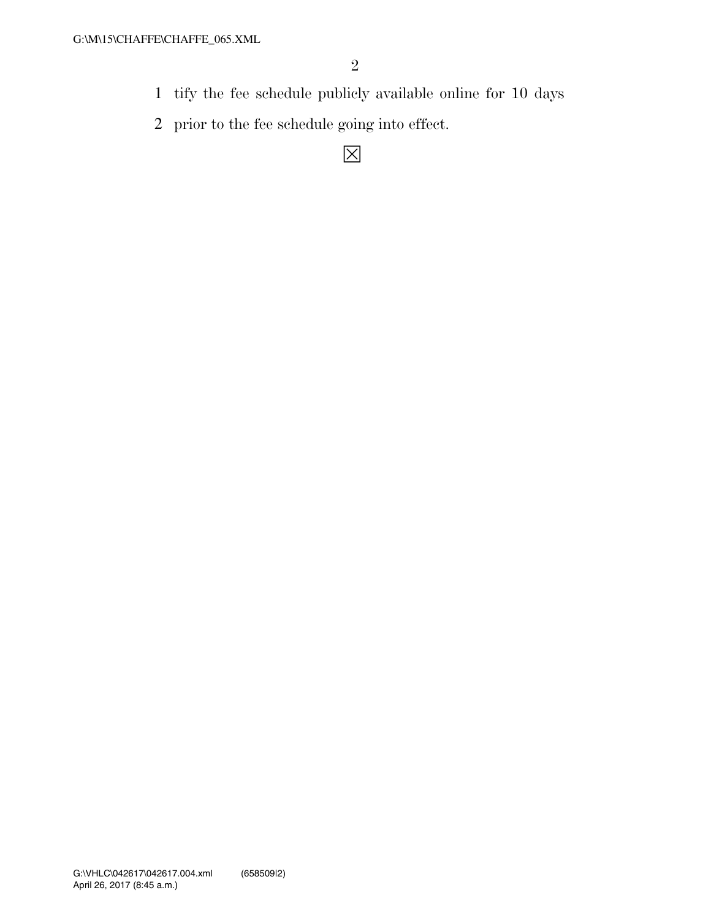tify the fee schedule publicly available online for 10 days prior to the fee schedule going into effect.